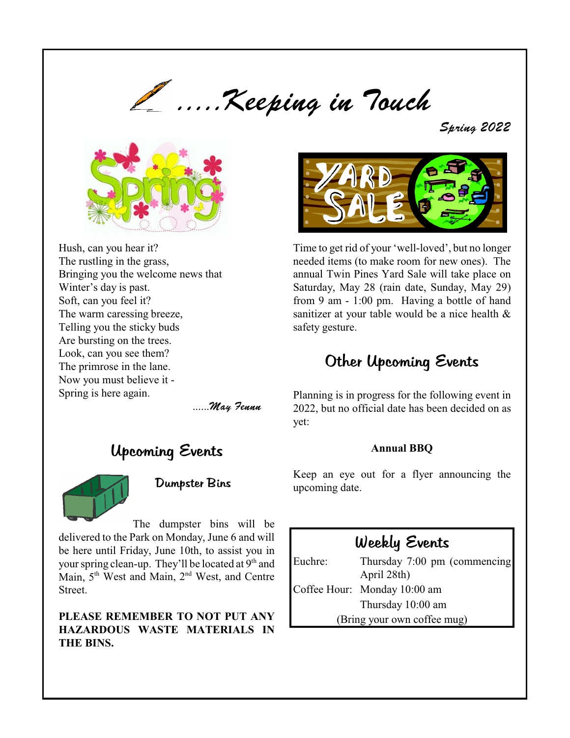# .....Keeping in Touch

*Spring 2022*

Hush, can you hear it?
The rustling in the grass,
Bringing you the welcome news that
Winter's day is past.
Soft, can you feel it?
The warm caressing breeze,
Telling you the sticky buds
Are bursting on the trees.
Look, can you see them?
The primrose in the lane.
Now you must believe it -
Spring is here again.

......*May Fenn*

## Upcoming Events

### Dumpster Bins

The dumpster bins will be delivered to the Park on Monday, June 6 and will be here until Friday, June 10th, to assist you in your spring clean-up. They'll be located at 9th and Main, 5th West and Main, 2nd West, and Centre Street.

**PLEASE REMEMBER TO NOT PUT ANY HAZARDOUS WASTE MATERIALS IN THE BINS.**

Time to get rid of your 'well-loved', but no longer needed items (to make room for new ones). The annual Twin Pines Yard Sale will take place on Saturday, May 28 (rain date, Sunday, May 29) from 9 am - 1:00 pm. Having a bottle of hand sanitizer at your table would be a nice health & safety gesture.

## Other Upcoming Events

Planning is in progress for the following event in 2022, but no official date has been decided on as yet:

**Annual BBQ**

Keep an eye out for a flyer announcing the upcoming date.

## Weekly Events

| | |
|---|---|
| Euchre: | Thursday 7:00 pm (commencing April 28th) |
| Coffee Hour: | Monday 10:00 am |
| | Thursday 10:00 am |

(Bring your own coffee mug)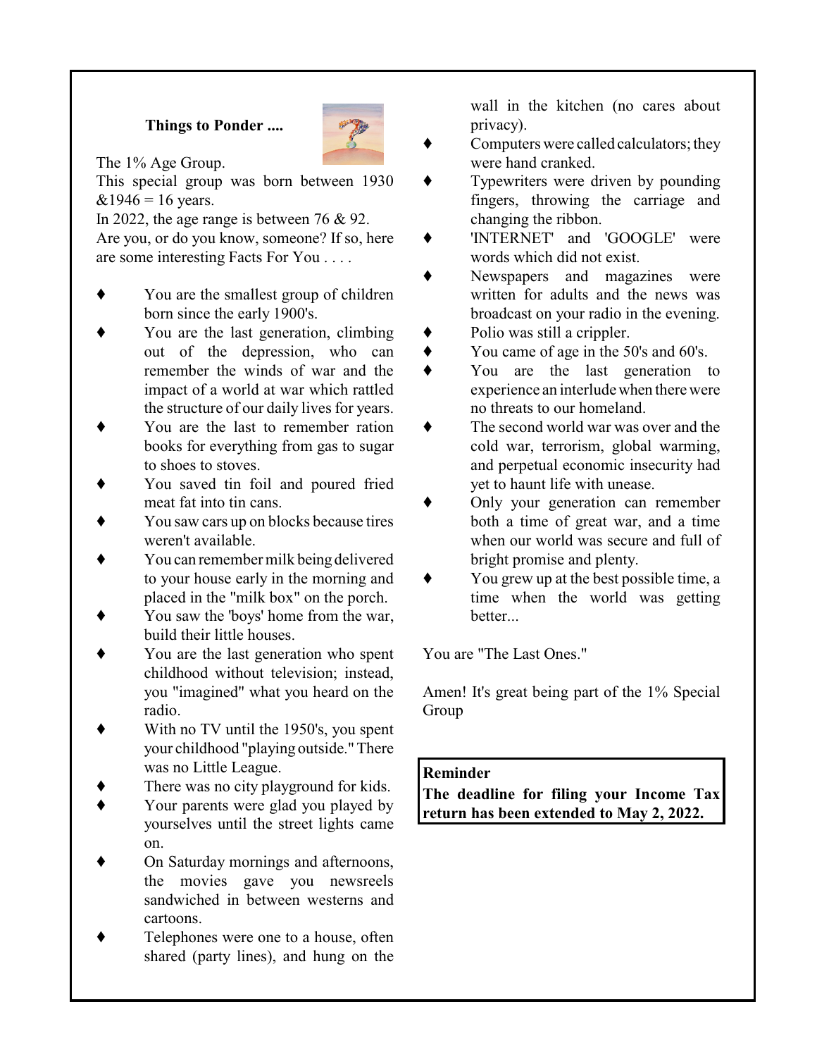**Things to Ponder ....**

The 1% Age Group.

This special group was born between 1930 &1946 = 16 years.

In 2022, the age range is between 76 & 92.

Are you, or do you know, someone? If so, here are some interesting Facts For You . . . .

- You are the smallest group of children born since the early 1900's.
- You are the last generation, climbing out of the depression, who can remember the winds of war and the impact of a world at war which rattled the structure of our daily lives for years.
- You are the last to remember ration books for everything from gas to sugar to shoes to stoves.
- You saved tin foil and poured fried meat fat into tin cans.
- You saw cars up on blocks because tires weren't available.
- You can remember milk being delivered to your house early in the morning and placed in the "milk box" on the porch.
- You saw the 'boys' home from the war, build their little houses.
- You are the last generation who spent childhood without television; instead, you "imagined" what you heard on the radio.
- With no TV until the 1950's, you spent your childhood "playing outside." There was no Little League.
- There was no city playground for kids.
- Your parents were glad you played by yourselves until the street lights came on.
- On Saturday mornings and afternoons, the movies gave you newsreels sandwiched in between westerns and cartoons.
- Telephones were one to a house, often shared (party lines), and hung on the wall in the kitchen (no cares about privacy).
- Computers were called calculators; they were hand cranked.
- Typewriters were driven by pounding fingers, throwing the carriage and changing the ribbon.
- 'INTERNET' and 'GOOGLE' were words which did not exist.
- Newspapers and magazines were written for adults and the news was broadcast on your radio in the evening.
- Polio was still a crippler.
- You came of age in the 50's and 60's.
- You are the last generation to experience an interlude when there were no threats to our homeland.
- The second world war was over and the cold war, terrorism, global warming, and perpetual economic insecurity had yet to haunt life with unease.
- Only your generation can remember both a time of great war, and a time when our world was secure and full of bright promise and plenty.
- You grew up at the best possible time, a time when the world was getting better...

You are "The Last Ones."

Amen! It's great being part of the 1% Special Group

**Reminder**

**The deadline for filing your Income Tax return has been extended to May 2, 2022.**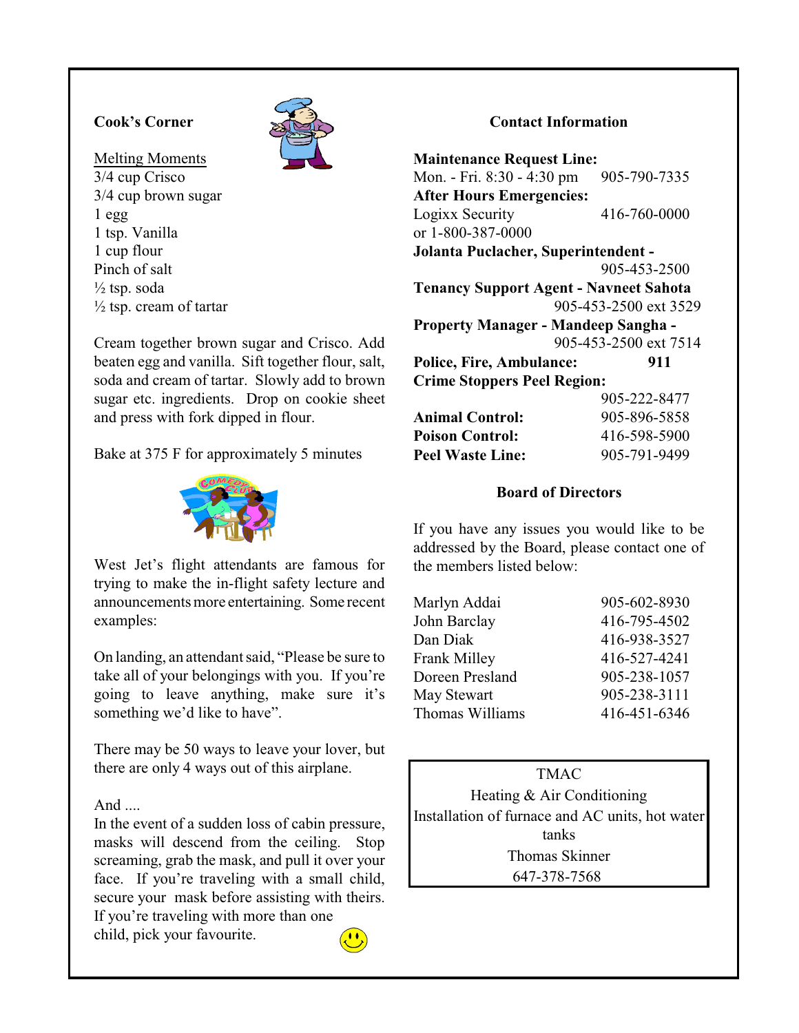## Cook's Corner

Melting Moments

3/4 cup Crisco
3/4 cup brown sugar
1 egg
1 tsp. Vanilla
1 cup flour
Pinch of salt
½ tsp. soda
½ tsp. cream of tartar

Cream together brown sugar and Crisco. Add beaten egg and vanilla. Sift together flour, salt, soda and cream of tartar. Slowly add to brown sugar etc. ingredients. Drop on cookie sheet and press with fork dipped in flour.

Bake at 375 F for approximately 5 minutes

West Jet's flight attendants are famous for trying to make the in-flight safety lecture and announcements more entertaining. Some recent examples:

On landing, an attendant said, "Please be sure to take all of your belongings with you. If you're going to leave anything, make sure it's something we'd like to have".

There may be 50 ways to leave your lover, but there are only 4 ways out of this airplane.

And ....
In the event of a sudden loss of cabin pressure, masks will descend from the ceiling. Stop screaming, grab the mask, and pull it over your face. If you're traveling with a small child, secure your mask before assisting with theirs. If you're traveling with more than one child, pick your favourite.

## Contact Information

**Maintenance Request Line:**
Mon. - Fri. 8:30 - 4:30 pm 905-790-7335
**After Hours Emergencies:**
Logixx Security 416-760-0000
or 1-800-387-0000
**Jolanta Puclacher, Superintendent -** 905-453-2500
**Tenancy Support Agent - Navneet Sahota** 905-453-2500 ext 3529
**Property Manager - Mandeep Sangha -** 905-453-2500 ext 7514
**Police, Fire, Ambulance:** **911**
**Crime Stoppers Peel Region:** 905-222-8477
**Animal Control:** 905-896-5858
**Poison Control:** 416-598-5900
**Peel Waste Line:** 905-791-9499

## Board of Directors

If you have any issues you would like to be addressed by the Board, please contact one of the members listed below:

| | |
|---|---|
| Marlyn Addai | 905-602-8930 |
| John Barclay | 416-795-4502 |
| Dan Diak | 416-938-3527 |
| Frank Milley | 416-527-4241 |
| Doreen Presland | 905-238-1057 |
| May Stewart | 905-238-3111 |
| Thomas Williams | 416-451-6346 |

TMAC
Heating & Air Conditioning
Installation of furnace and AC units, hot water tanks
Thomas Skinner
647-378-7568